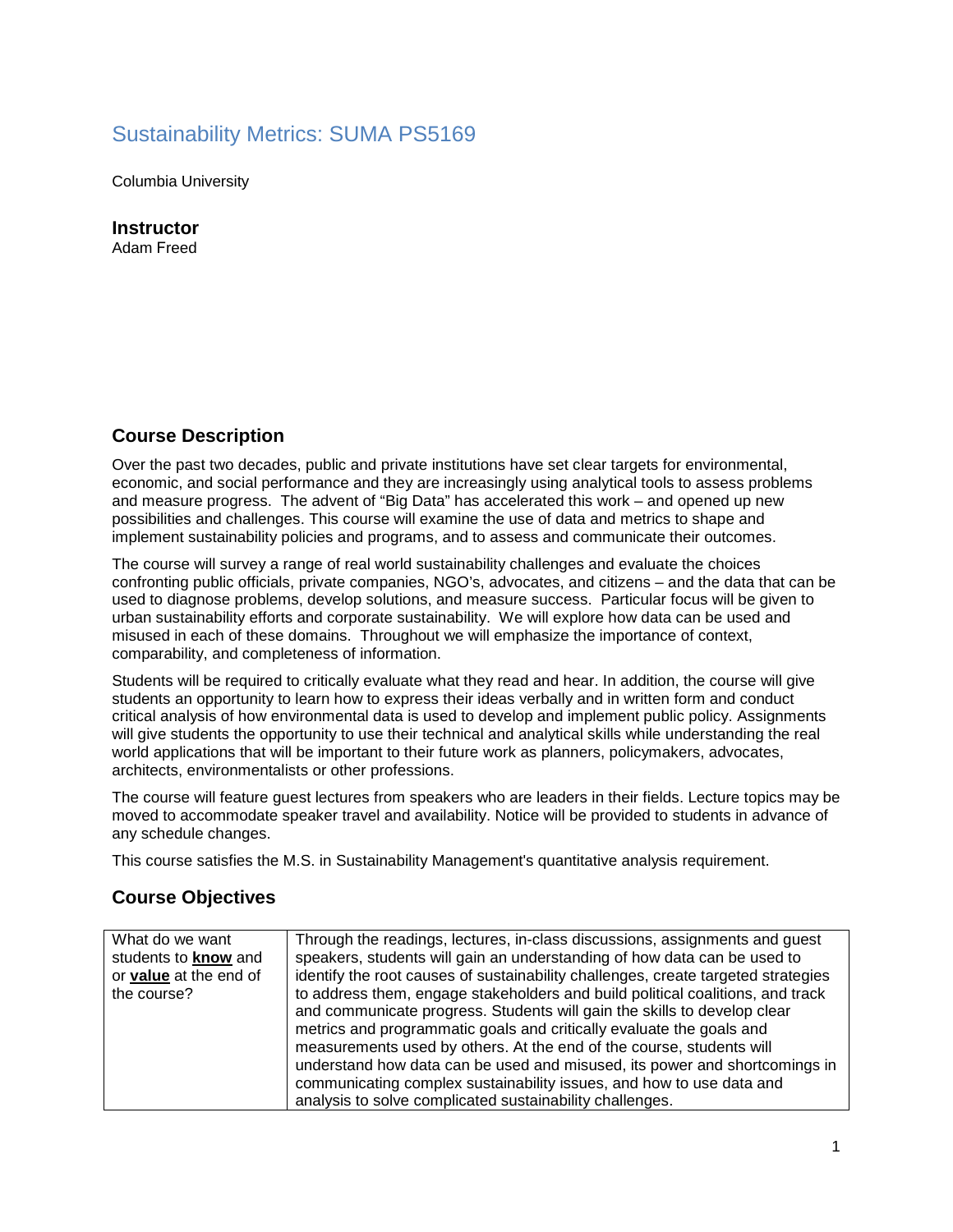# Sustainability Metrics: SUMA PS5169

Columbia University

### Instructor

Adam Freed

## Course Description

Over the past two decades, public and private institutions have set clear targets for environmental, economic, and social performance and they are increasingly using analytical tools to assess problems and measure progress. The advent of "Big Data" has accelerated this work – and opened up new possibilities and challenges. This course will examine the use of data and metrics to shape and implement sustainability policies and programs, and to assess and communicate their outcomes.

The course will survey a range of real world sustainability challenges and evaluate the choices confronting public officials, private companies, NGO's, advocates, and citizens – and the data that can be used to diagnose problems, develop solutions, and measure success. Particular focus will be given to urban sustainability efforts and corporate sustainability. We will explore how data can be used and misused in each of these domains. Throughout we will emphasize the importance of context, comparability, and completeness of information.

Students will be required to critically evaluate what they read and hear. In addition, the course will give students an opportunity to learn how to express their ideas verbally and in written form and conduct critical analysis of how environmental data is used to develop and implement public policy. Assignments will give students the opportunity to use their technical and analytical skills while understanding the real world applications that will be important to their future work as planners, policymakers, advocates, architects, environmentalists or other professions.

The course will feature guest lectures from speakers who are leaders in their fields. Lecture topics may be moved to accommodate speaker travel and availability. Notice will be provided to students in advance of any schedule changes.

This course satisfies the M.S. in Sustainability Management's quantitative analysis requirement.

## Course Objectives

| | |
|---|---|
| What do we want students to **know** and or **value** at the end of the course? | Through the readings, lectures, in-class discussions, assignments and guest speakers, students will gain an understanding of how data can be used to identify the root causes of sustainability challenges, create targeted strategies to address them, engage stakeholders and build political coalitions, and track and communicate progress. Students will gain the skills to develop clear metrics and programmatic goals and critically evaluate the goals and measurements used by others. At the end of the course, students will understand how data can be used and misused, its power and shortcomings in communicating complex sustainability issues, and how to use data and analysis to solve complicated sustainability challenges. |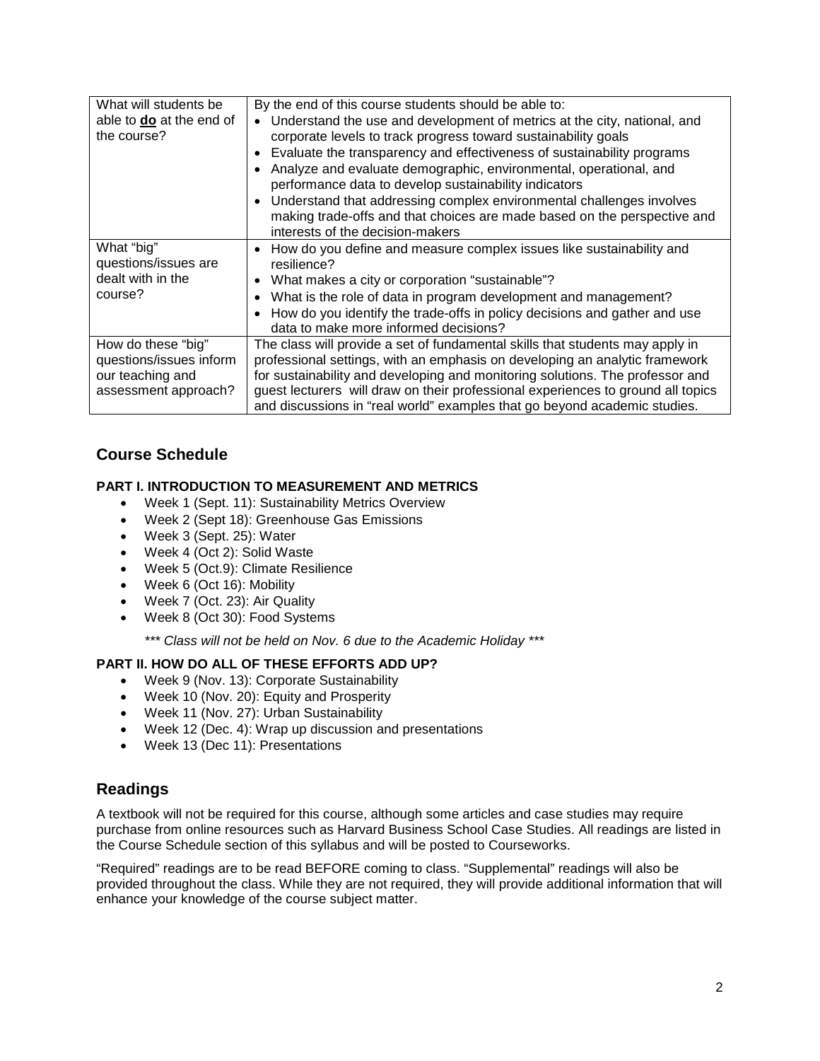| What will students be able to **do** at the end of the course? | By the end of this course students should be able to:<br>• Understand the use and development of metrics at the city, national, and corporate levels to track progress toward sustainability goals<br>• Evaluate the transparency and effectiveness of sustainability programs<br>• Analyze and evaluate demographic, environmental, operational, and performance data to develop sustainability indicators<br>• Understand that addressing complex environmental challenges involves making trade-offs and that choices are made based on the perspective and interests of the decision-makers |
|---|---|
| What "big" questions/issues are dealt with in the course? | • How do you define and measure complex issues like sustainability and resilience?<br>• What makes a city or corporation "sustainable"?<br>• What is the role of data in program development and management?<br>• How do you identify the trade-offs in policy decisions and gather and use data to make more informed decisions? |
| How do these "big" questions/issues inform our teaching and assessment approach? | The class will provide a set of fundamental skills that students may apply in professional settings, with an emphasis on developing an analytic framework for sustainability and developing and monitoring solutions. The professor and guest lecturers will draw on their professional experiences to ground all topics and discussions in "real world" examples that go beyond academic studies. |

## Course Schedule

**PART I. INTRODUCTION TO MEASUREMENT AND METRICS**

- Week 1 (Sept. 11): Sustainability Metrics Overview
- Week 2 (Sept 18): Greenhouse Gas Emissions
- Week 3 (Sept. 25): Water
- Week 4 (Oct 2): Solid Waste
- Week 5 (Oct.9): Climate Resilience
- Week 6 (Oct 16): Mobility
- Week 7 (Oct. 23): Air Quality
- Week 8 (Oct 30): Food Systems

*\*\*\* Class will not be held on Nov. 6 due to the Academic Holiday \*\*\**

**PART II. HOW DO ALL OF THESE EFFORTS ADD UP?**

- Week 9 (Nov. 13): Corporate Sustainability
- Week 10 (Nov. 20): Equity and Prosperity
- Week 11 (Nov. 27): Urban Sustainability
- Week 12 (Dec. 4): Wrap up discussion and presentations
- Week 13 (Dec 11): Presentations

## Readings

A textbook will not be required for this course, although some articles and case studies may require purchase from online resources such as Harvard Business School Case Studies. All readings are listed in the Course Schedule section of this syllabus and will be posted to Courseworks.

"Required" readings are to be read BEFORE coming to class. "Supplemental" readings will also be provided throughout the class. While they are not required, they will provide additional information that will enhance your knowledge of the course subject matter.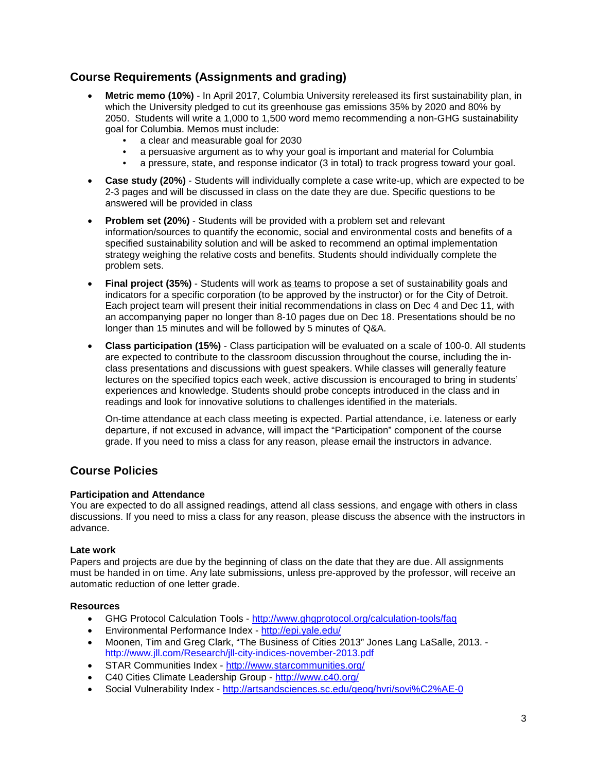## Course Requirements (Assignments and grading)

- **Metric memo (10%)** - In April 2017, Columbia University rereleased its first sustainability plan, in which the University pledged to cut its greenhouse gas emissions 35% by 2020 and 80% by 2050. Students will write a 1,000 to 1,500 word memo recommending a non-GHG sustainability goal for Columbia. Memos must include:
    - a clear and measurable goal for 2030
    - a persuasive argument as to why your goal is important and material for Columbia
    - a pressure, state, and response indicator (3 in total) to track progress toward your goal.
- **Case study (20%)** - Students will individually complete a case write-up, which are expected to be 2-3 pages and will be discussed in class on the date they are due. Specific questions to be answered will be provided in class
- **Problem set (20%)** - Students will be provided with a problem set and relevant information/sources to quantify the economic, social and environmental costs and benefits of a specified sustainability solution and will be asked to recommend an optimal implementation strategy weighing the relative costs and benefits. Students should individually complete the problem sets.
- **Final project (35%)** - Students will work as teams to propose a set of sustainability goals and indicators for a specific corporation (to be approved by the instructor) or for the City of Detroit. Each project team will present their initial recommendations in class on Dec 4 and Dec 11, with an accompanying paper no longer than 8-10 pages due on Dec 18. Presentations should be no longer than 15 minutes and will be followed by 5 minutes of Q&A.
- **Class participation (15%)** - Class participation will be evaluated on a scale of 100-0. All students are expected to contribute to the classroom discussion throughout the course, including the in-class presentations and discussions with guest speakers. While classes will generally feature lectures on the specified topics each week, active discussion is encouraged to bring in students' experiences and knowledge. Students should probe concepts introduced in the class and in readings and look for innovative solutions to challenges identified in the materials.

  On-time attendance at each class meeting is expected. Partial attendance, i.e. lateness or early departure, if not excused in advance, will impact the "Participation" component of the course grade. If you need to miss a class for any reason, please email the instructors in advance.

## Course Policies

### Participation and Attendance

You are expected to do all assigned readings, attend all class sessions, and engage with others in class discussions. If you need to miss a class for any reason, please discuss the absence with the instructors in advance.

### Late work

Papers and projects are due by the beginning of class on the date that they are due. All assignments must be handed in on time. Any late submissions, unless pre-approved by the professor, will receive an automatic reduction of one letter grade.

### Resources

- GHG Protocol Calculation Tools - http://www.ghgprotocol.org/calculation-tools/faq
- Environmental Performance Index - http://epi.yale.edu/
- Moonen, Tim and Greg Clark, "The Business of Cities 2013" Jones Lang LaSalle, 2013. - http://www.jll.com/Research/jll-city-indices-november-2013.pdf
- STAR Communities Index - http://www.starcommunities.org/
- C40 Cities Climate Leadership Group - http://www.c40.org/
- Social Vulnerability Index - http://artsandsciences.sc.edu/geog/hvri/sovi%C2%AE-0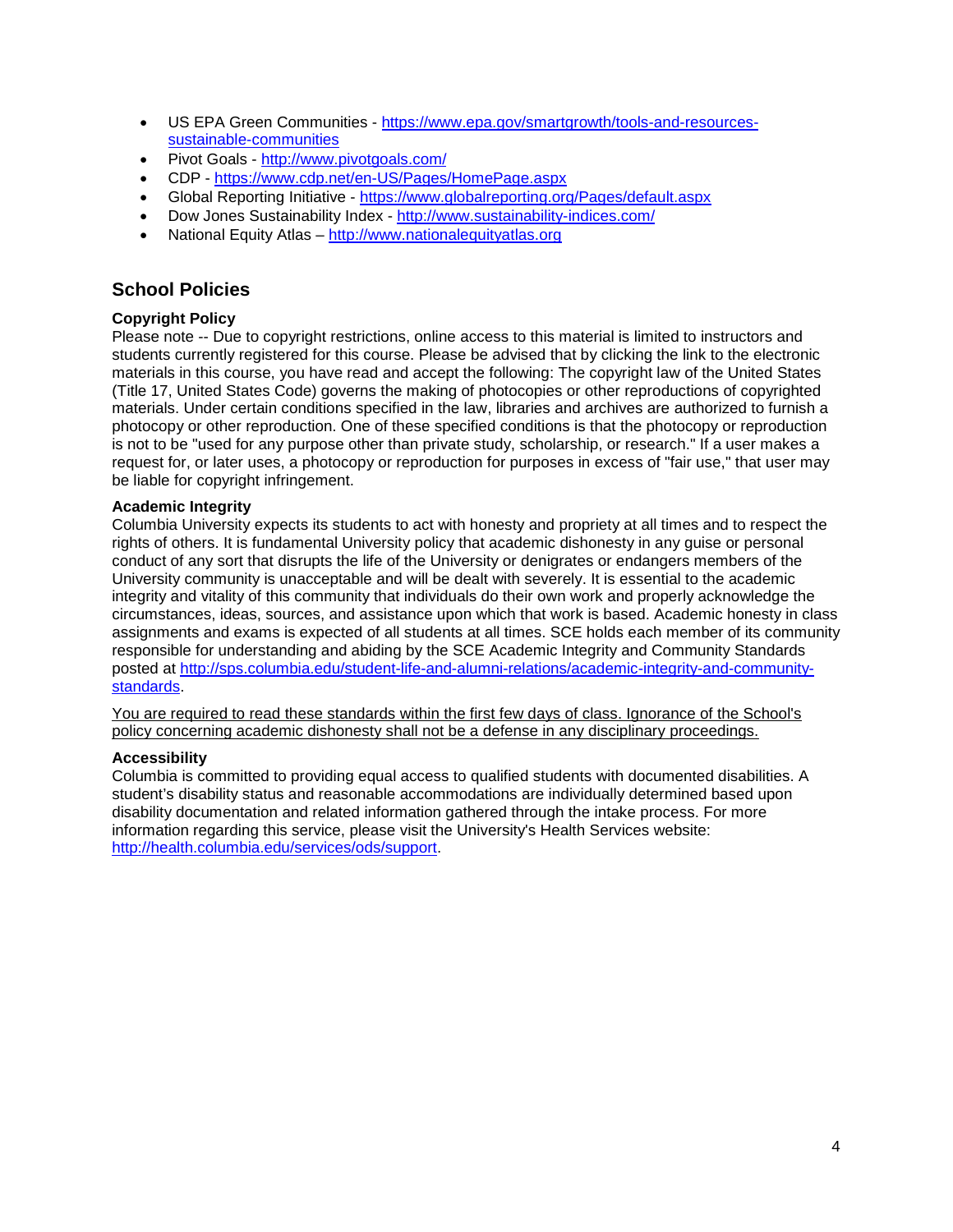- US EPA Green Communities - https://www.epa.gov/smartgrowth/tools-and-resources-sustainable-communities
- Pivot Goals - http://www.pivotgoals.com/
- CDP - https://www.cdp.net/en-US/Pages/HomePage.aspx
- Global Reporting Initiative - https://www.globalreporting.org/Pages/default.aspx
- Dow Jones Sustainability Index - http://www.sustainability-indices.com/
- National Equity Atlas – http://www.nationalequityatlas.org

## School Policies

### Copyright Policy

Please note -- Due to copyright restrictions, online access to this material is limited to instructors and students currently registered for this course. Please be advised that by clicking the link to the electronic materials in this course, you have read and accept the following: The copyright law of the United States (Title 17, United States Code) governs the making of photocopies or other reproductions of copyrighted materials. Under certain conditions specified in the law, libraries and archives are authorized to furnish a photocopy or other reproduction. One of these specified conditions is that the photocopy or reproduction is not to be "used for any purpose other than private study, scholarship, or research." If a user makes a request for, or later uses, a photocopy or reproduction for purposes in excess of "fair use," that user may be liable for copyright infringement.

### Academic Integrity

Columbia University expects its students to act with honesty and propriety at all times and to respect the rights of others. It is fundamental University policy that academic dishonesty in any guise or personal conduct of any sort that disrupts the life of the University or denigrates or endangers members of the University community is unacceptable and will be dealt with severely. It is essential to the academic integrity and vitality of this community that individuals do their own work and properly acknowledge the circumstances, ideas, sources, and assistance upon which that work is based. Academic honesty in class assignments and exams is expected of all students at all times. SCE holds each member of its community responsible for understanding and abiding by the SCE Academic Integrity and Community Standards posted at http://sps.columbia.edu/student-life-and-alumni-relations/academic-integrity-and-community-standards.

You are required to read these standards within the first few days of class. Ignorance of the School's policy concerning academic dishonesty shall not be a defense in any disciplinary proceedings.

### Accessibility

Columbia is committed to providing equal access to qualified students with documented disabilities. A student's disability status and reasonable accommodations are individually determined based upon disability documentation and related information gathered through the intake process. For more information regarding this service, please visit the University's Health Services website: http://health.columbia.edu/services/ods/support.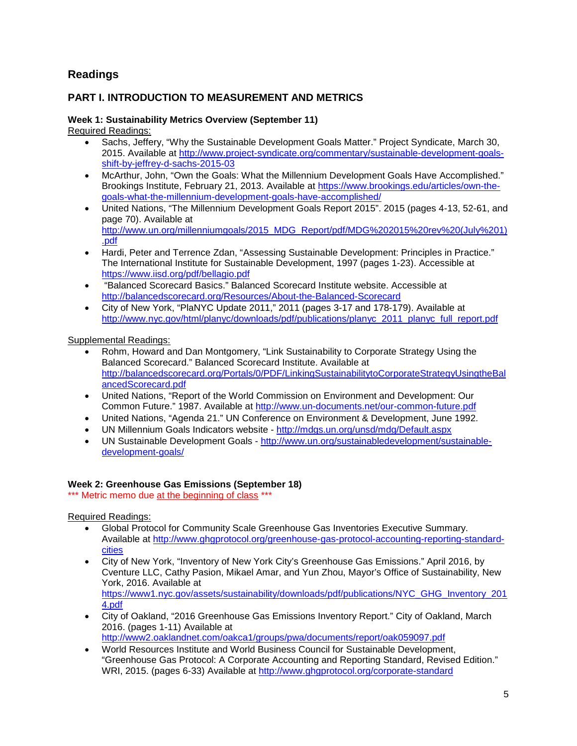## Readings

## PART I. INTRODUCTION TO MEASUREMENT AND METRICS

### Week 1: Sustainability Metrics Overview (September 11)

Required Readings:

- Sachs, Jeffery, "Why the Sustainable Development Goals Matter." Project Syndicate, March 30, 2015. Available at http://www.project-syndicate.org/commentary/sustainable-development-goals-shift-by-jeffrey-d-sachs-2015-03
- McArthur, John, "Own the Goals: What the Millennium Development Goals Have Accomplished." Brookings Institute, February 21, 2013. Available at https://www.brookings.edu/articles/own-the-goals-what-the-millennium-development-goals-have-accomplished/
- United Nations, "The Millennium Development Goals Report 2015". 2015 (pages 4-13, 52-61, and page 70). Available at http://www.un.org/millenniumgoals/2015_MDG_Report/pdf/MDG%202015%20rev%20(July%201).pdf
- Hardi, Peter and Terrence Zdan, "Assessing Sustainable Development: Principles in Practice." The International Institute for Sustainable Development, 1997 (pages 1-23). Accessible at https://www.iisd.org/pdf/bellagio.pdf
- "Balanced Scorecard Basics." Balanced Scorecard Institute website. Accessible at http://balancedscorecard.org/Resources/About-the-Balanced-Scorecard
- City of New York, "PlaNYC Update 2011," 2011 (pages 3-17 and 178-179). Available at http://www.nyc.gov/html/planyc/downloads/pdf/publications/planyc_2011_planyc_full_report.pdf

Supplemental Readings:

- Rohm, Howard and Dan Montgomery, "Link Sustainability to Corporate Strategy Using the Balanced Scorecard." Balanced Scorecard Institute. Available at http://balancedscorecard.org/Portals/0/PDF/LinkingSustainabilitytoCorporateStrategyUsingtheBalancedScorecard.pdf
- United Nations, "Report of the World Commission on Environment and Development: Our Common Future." 1987. Available at http://www.un-documents.net/our-common-future.pdf
- United Nations, "Agenda 21." UN Conference on Environment & Development, June 1992.
- UN Millennium Goals Indicators website - http://mdgs.un.org/unsd/mdg/Default.aspx
- UN Sustainable Development Goals - http://www.un.org/sustainabledevelopment/sustainable-development-goals/

### Week 2: Greenhouse Gas Emissions (September 18)

\*\*\* Metric memo due at the beginning of class \*\*\*

Required Readings:

- Global Protocol for Community Scale Greenhouse Gas Inventories Executive Summary. Available at http://www.ghgprotocol.org/greenhouse-gas-protocol-accounting-reporting-standard-cities
- City of New York, "Inventory of New York City's Greenhouse Gas Emissions." April 2016, by Cventure LLC, Cathy Pasion, Mikael Amar, and Yun Zhou, Mayor's Office of Sustainability, New York, 2016. Available at https://www1.nyc.gov/assets/sustainability/downloads/pdf/publications/NYC_GHG_Inventory_2014.pdf
- City of Oakland, "2016 Greenhouse Gas Emissions Inventory Report." City of Oakland, March 2016. (pages 1-11) Available at http://www2.oaklandnet.com/oakca1/groups/pwa/documents/report/oak059097.pdf
- World Resources Institute and World Business Council for Sustainable Development, "Greenhouse Gas Protocol: A Corporate Accounting and Reporting Standard, Revised Edition." WRI, 2015. (pages 6-33) Available at http://www.ghgprotocol.org/corporate-standard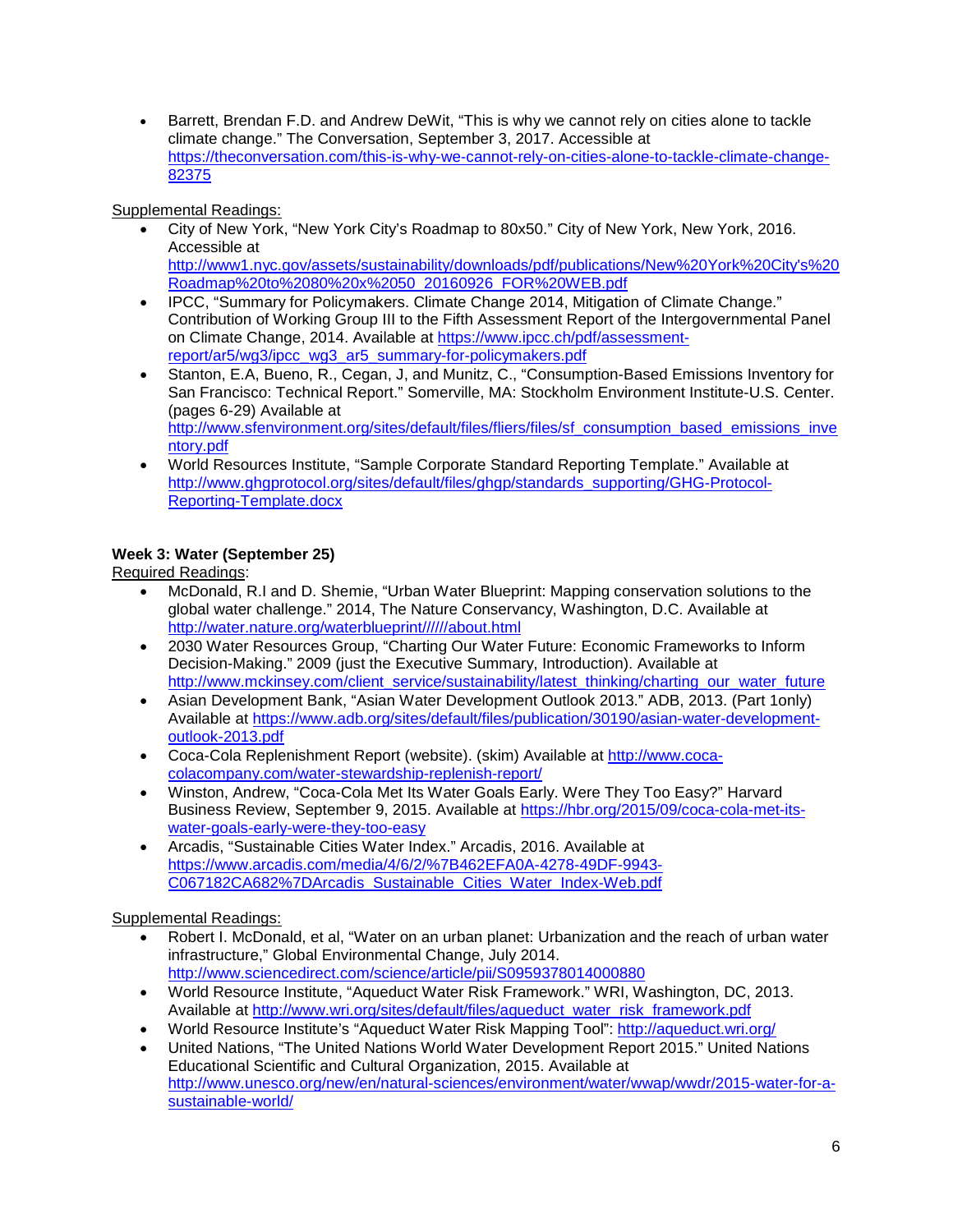- Barrett, Brendan F.D. and Andrew DeWit, “This is why we cannot rely on cities alone to tackle climate change.” The Conversation, September 3, 2017. Accessible at https://theconversation.com/this-is-why-we-cannot-rely-on-cities-alone-to-tackle-climate-change-82375

Supplemental Readings:

- City of New York, “New York City’s Roadmap to 80x50.” City of New York, New York, 2016. Accessible at http://www1.nyc.gov/assets/sustainability/downloads/pdf/publications/New%20York%20City's%20Roadmap%20to%2080%20x%2050_20160926_FOR%20WEB.pdf
- IPCC, “Summary for Policymakers. Climate Change 2014, Mitigation of Climate Change.” Contribution of Working Group III to the Fifth Assessment Report of the Intergovernmental Panel on Climate Change, 2014. Available at https://www.ipcc.ch/pdf/assessment-report/ar5/wg3/ipcc_wg3_ar5_summary-for-policymakers.pdf
- Stanton, E.A, Bueno, R., Cegan, J, and Munitz, C., “Consumption-Based Emissions Inventory for San Francisco: Technical Report.” Somerville, MA: Stockholm Environment Institute-U.S. Center. (pages 6-29) Available at http://www.sfenvironment.org/sites/default/files/fliers/files/sf_consumption_based_emissions_inventory.pdf
- World Resources Institute, “Sample Corporate Standard Reporting Template.” Available at http://www.ghgprotocol.org/sites/default/files/ghgp/standards_supporting/GHG-Protocol-Reporting-Template.docx

**Week 3: Water (September 25)**

Required Readings:

- McDonald, R.I and D. Shemie, “Urban Water Blueprint: Mapping conservation solutions to the global water challenge.” 2014, The Nature Conservancy, Washington, D.C. Available at http://water.nature.org/waterblueprint//////about.html
- 2030 Water Resources Group, “Charting Our Water Future: Economic Frameworks to Inform Decision-Making.” 2009 (just the Executive Summary, Introduction). Available at http://www.mckinsey.com/client_service/sustainability/latest_thinking/charting_our_water_future
- Asian Development Bank, “Asian Water Development Outlook 2013.” ADB, 2013. (Part 1only) Available at https://www.adb.org/sites/default/files/publication/30190/asian-water-development-outlook-2013.pdf
- Coca-Cola Replenishment Report (website). (skim) Available at http://www.coca-colacompany.com/water-stewardship-replenish-report/
- Winston, Andrew, “Coca-Cola Met Its Water Goals Early. Were They Too Easy?” Harvard Business Review, September 9, 2015. Available at https://hbr.org/2015/09/coca-cola-met-its-water-goals-early-were-they-too-easy
- Arcadis, “Sustainable Cities Water Index.” Arcadis, 2016. Available at https://www.arcadis.com/media/4/6/2/%7B462EFA0A-4278-49DF-9943-C067182CA682%7DArcadis_Sustainable_Cities_Water_Index-Web.pdf

Supplemental Readings:

- Robert I. McDonald, et al, “Water on an urban planet: Urbanization and the reach of urban water infrastructure,” Global Environmental Change, July 2014. http://www.sciencedirect.com/science/article/pii/S0959378014000880
- World Resource Institute, “Aqueduct Water Risk Framework.” WRI, Washington, DC, 2013. Available at http://www.wri.org/sites/default/files/aqueduct_water_risk_framework.pdf
- World Resource Institute’s “Aqueduct Water Risk Mapping Tool”: http://aqueduct.wri.org/
- United Nations, “The United Nations World Water Development Report 2015.” United Nations Educational Scientific and Cultural Organization, 2015. Available at http://www.unesco.org/new/en/natural-sciences/environment/water/wwap/wwdr/2015-water-for-a-sustainable-world/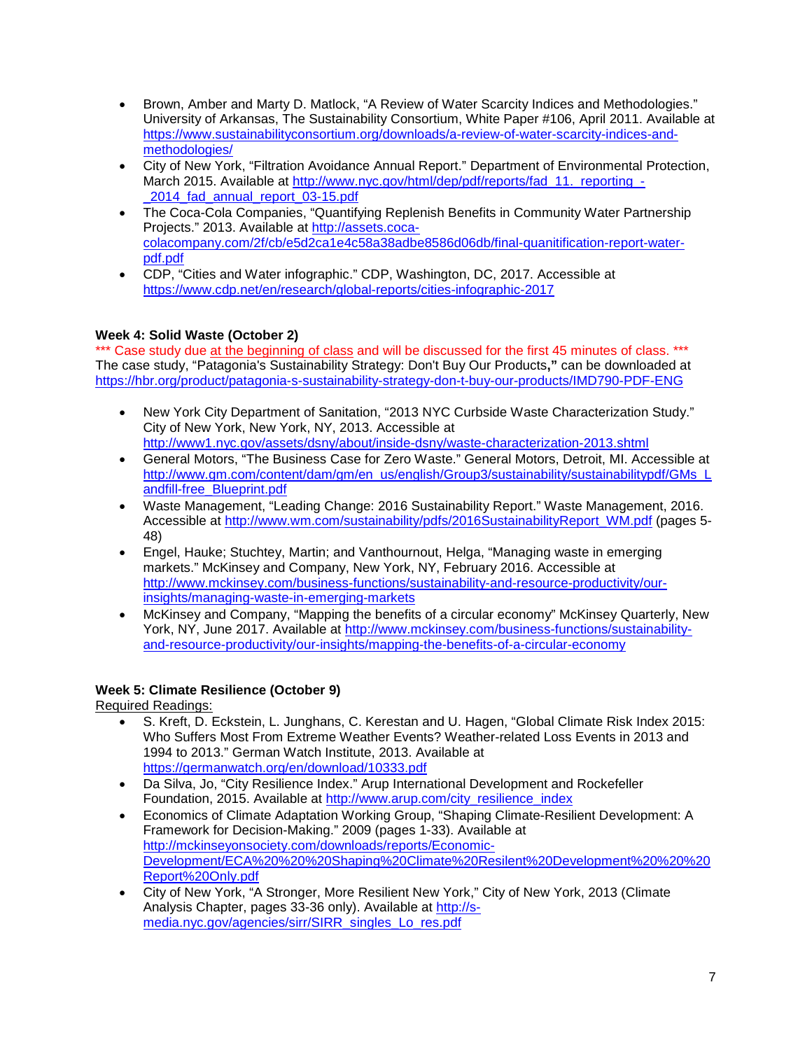- Brown, Amber and Marty D. Matlock, "A Review of Water Scarcity Indices and Methodologies." University of Arkansas, The Sustainability Consortium, White Paper #106, April 2011. Available at https://www.sustainabilityconsortium.org/downloads/a-review-of-water-scarcity-indices-and-methodologies/
- City of New York, "Filtration Avoidance Annual Report." Department of Environmental Protection, March 2015. Available at http://www.nyc.gov/html/dep/pdf/reports/fad_11._reporting_-_2014_fad_annual_report_03-15.pdf
- The Coca-Cola Companies, "Quantifying Replenish Benefits in Community Water Partnership Projects." 2013. Available at http://assets.coca-colacompany.com/2f/cb/e5d2ca1e4c58a38adbe8586d06db/final-quanitification-report-water-pdf.pdf
- CDP, "Cities and Water infographic." CDP, Washington, DC, 2017. Accessible at https://www.cdp.net/en/research/global-reports/cities-infographic-2017

**Week 4: Solid Waste (October 2)**

\*\*\* Case study due at the beginning of class and will be discussed for the first 45 minutes of class. \*\*\*

The case study, "Patagonia's Sustainability Strategy: Don't Buy Our Products**,"** can be downloaded at https://hbr.org/product/patagonia-s-sustainability-strategy-don-t-buy-our-products/IMD790-PDF-ENG

- New York City Department of Sanitation, "2013 NYC Curbside Waste Characterization Study." City of New York, New York, NY, 2013. Accessible at http://www1.nyc.gov/assets/dsny/about/inside-dsny/waste-characterization-2013.shtml
- General Motors, "The Business Case for Zero Waste." General Motors, Detroit, MI. Accessible at http://www.gm.com/content/dam/gm/en_us/english/Group3/sustainability/sustainabilitypdf/GMs_Landfill-free_Blueprint.pdf
- Waste Management, "Leading Change: 2016 Sustainability Report." Waste Management, 2016. Accessible at http://www.wm.com/sustainability/pdfs/2016SustainabilityReport_WM.pdf (pages 5-48)
- Engel, Hauke; Stuchtey, Martin; and Vanthournout, Helga, "Managing waste in emerging markets." McKinsey and Company, New York, NY, February 2016. Accessible at http://www.mckinsey.com/business-functions/sustainability-and-resource-productivity/our-insights/managing-waste-in-emerging-markets
- McKinsey and Company, "Mapping the benefits of a circular economy" McKinsey Quarterly, New York, NY, June 2017. Available at http://www.mckinsey.com/business-functions/sustainability-and-resource-productivity/our-insights/mapping-the-benefits-of-a-circular-economy

**Week 5: Climate Resilience (October 9)**

Required Readings:

- S. Kreft, D. Eckstein, L. Junghans, C. Kerestan and U. Hagen, "Global Climate Risk Index 2015: Who Suffers Most From Extreme Weather Events? Weather-related Loss Events in 2013 and 1994 to 2013." German Watch Institute, 2013. Available at https://germanwatch.org/en/download/10333.pdf
- Da Silva, Jo, "City Resilience Index." Arup International Development and Rockefeller Foundation, 2015. Available at http://www.arup.com/city_resilience_index
- Economics of Climate Adaptation Working Group, "Shaping Climate-Resilient Development: A Framework for Decision-Making." 2009 (pages 1-33). Available at http://mckinseyonsociety.com/downloads/reports/Economic-Development/ECA%20%20%20Shaping%20Climate%20Resilent%20Development%20%20%20Report%20Only.pdf
- City of New York, "A Stronger, More Resilient New York," City of New York, 2013 (Climate Analysis Chapter, pages 33-36 only). Available at http://s-media.nyc.gov/agencies/sirr/SIRR_singles_Lo_res.pdf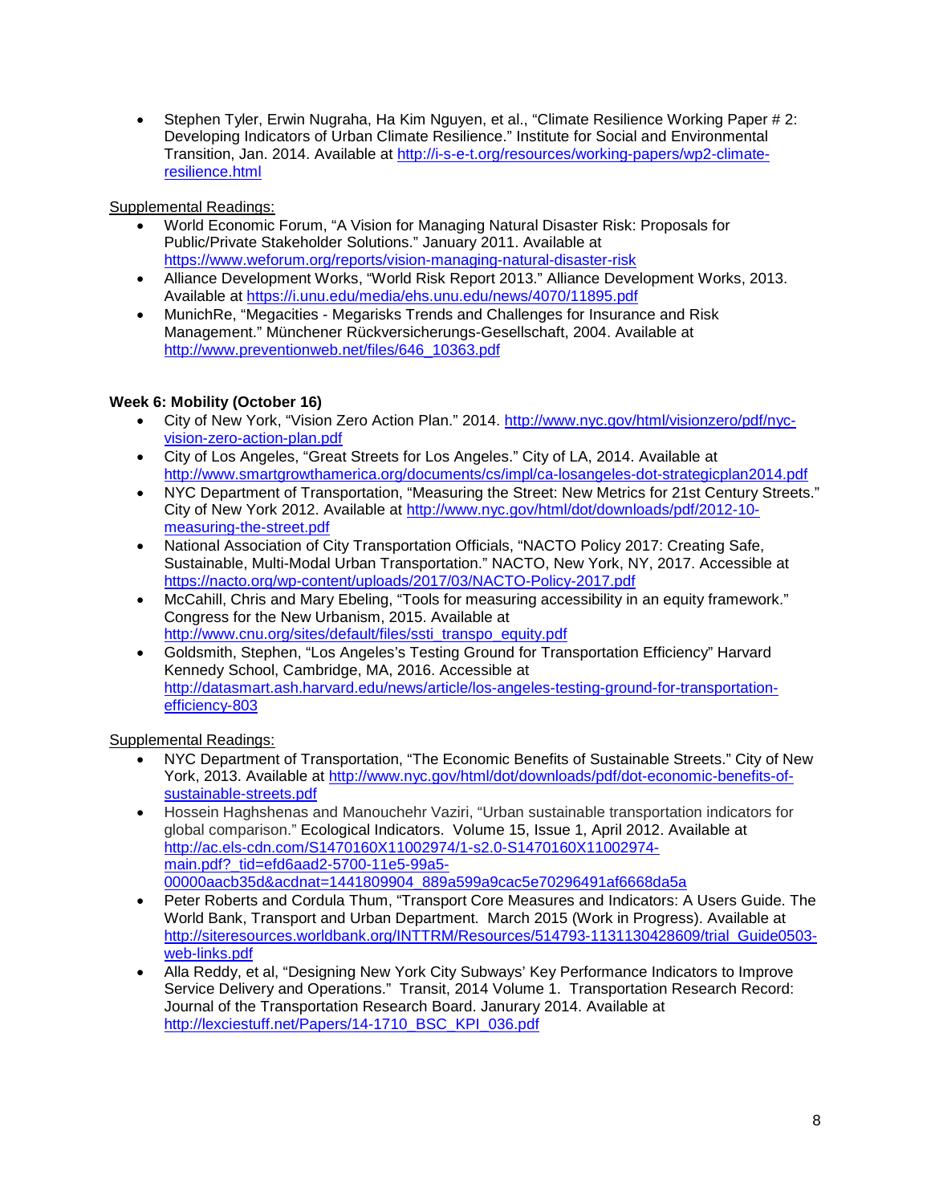- Stephen Tyler, Erwin Nugraha, Ha Kim Nguyen, et al., "Climate Resilience Working Paper # 2: Developing Indicators of Urban Climate Resilience." Institute for Social and Environmental Transition, Jan. 2014. Available at http://i-s-e-t.org/resources/working-papers/wp2-climate-resilience.html

Supplemental Readings:

- World Economic Forum, "A Vision for Managing Natural Disaster Risk: Proposals for Public/Private Stakeholder Solutions." January 2011. Available at https://www.weforum.org/reports/vision-managing-natural-disaster-risk
- Alliance Development Works, "World Risk Report 2013." Alliance Development Works, 2013. Available at https://i.unu.edu/media/ehs.unu.edu/news/4070/11895.pdf
- MunichRe, "Megacities - Megarisks Trends and Challenges for Insurance and Risk Management." Münchener Rückversicherungs-Gesellschaft, 2004. Available at http://www.preventionweb.net/files/646_10363.pdf

**Week 6: Mobility (October 16)**

- City of New York, "Vision Zero Action Plan." 2014. http://www.nyc.gov/html/visionzero/pdf/nyc-vision-zero-action-plan.pdf
- City of Los Angeles, "Great Streets for Los Angeles." City of LA, 2014. Available at http://www.smartgrowthamerica.org/documents/cs/impl/ca-losangeles-dot-strategicplan2014.pdf
- NYC Department of Transportation, "Measuring the Street: New Metrics for 21st Century Streets." City of New York 2012. Available at http://www.nyc.gov/html/dot/downloads/pdf/2012-10-measuring-the-street.pdf
- National Association of City Transportation Officials, "NACTO Policy 2017: Creating Safe, Sustainable, Multi-Modal Urban Transportation." NACTO, New York, NY, 2017. Accessible at https://nacto.org/wp-content/uploads/2017/03/NACTO-Policy-2017.pdf
- McCahill, Chris and Mary Ebeling, "Tools for measuring accessibility in an equity framework." Congress for the New Urbanism, 2015. Available at http://www.cnu.org/sites/default/files/ssti_transpo_equity.pdf
- Goldsmith, Stephen, "Los Angeles's Testing Ground for Transportation Efficiency" Harvard Kennedy School, Cambridge, MA, 2016. Accessible at http://datasmart.ash.harvard.edu/news/article/los-angeles-testing-ground-for-transportation-efficiency-803

Supplemental Readings:

- NYC Department of Transportation, "The Economic Benefits of Sustainable Streets." City of New York, 2013. Available at http://www.nyc.gov/html/dot/downloads/pdf/dot-economic-benefits-of-sustainable-streets.pdf
- Hossein Haghshenas and Manouchehr Vaziri, "Urban sustainable transportation indicators for global comparison." Ecological Indicators. Volume 15, Issue 1, April 2012. Available at http://ac.els-cdn.com/S1470160X11002974/1-s2.0-S1470160X11002974-main.pdf?_tid=efd6aad2-5700-11e5-99a5-00000aacb35d&acdnat=1441809904_889a599a9cac5e70296491af6668da5a
- Peter Roberts and Cordula Thum, "Transport Core Measures and Indicators: A Users Guide. The World Bank, Transport and Urban Department. March 2015 (Work in Progress). Available at http://siteresources.worldbank.org/INTTRM/Resources/514793-1131130428609/trial_Guide0503-web-links.pdf
- Alla Reddy, et al, "Designing New York City Subways' Key Performance Indicators to Improve Service Delivery and Operations." Transit, 2014 Volume 1. Transportation Research Record: Journal of the Transportation Research Board. Janurary 2014. Available at http://lexciestuff.net/Papers/14-1710_BSC_KPI_036.pdf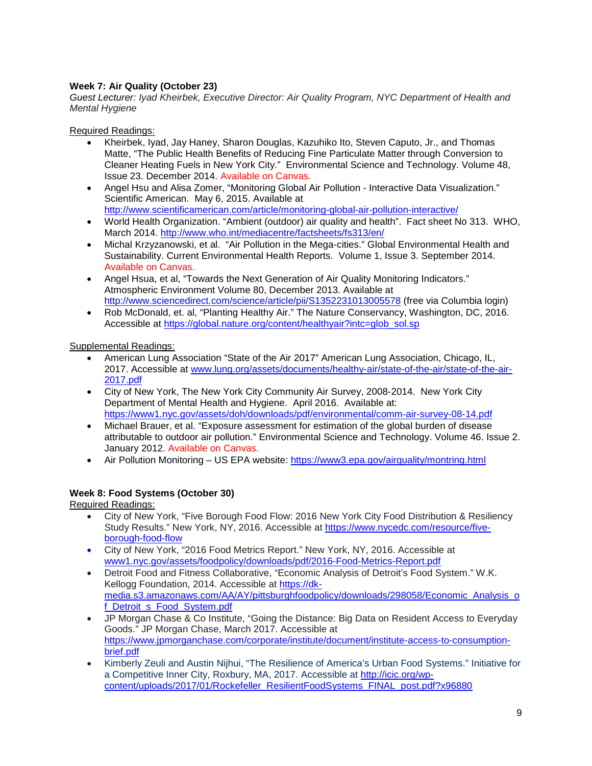### Week 7: Air Quality (October 23)

*Guest Lecturer: Iyad Kheirbek, Executive Director: Air Quality Program, NYC Department of Health and Mental Hygiene*

Required Readings:

- Kheirbek, Iyad, Jay Haney, Sharon Douglas, Kazuhiko Ito, Steven Caputo, Jr., and Thomas Matte, "The Public Health Benefits of Reducing Fine Particulate Matter through Conversion to Cleaner Heating Fuels in New York City." Environmental Science and Technology. Volume 48, Issue 23. December 2014. Available on Canvas.
- Angel Hsu and Alisa Zomer, "Monitoring Global Air Pollution - Interactive Data Visualization." Scientific American. May 6, 2015. Available at http://www.scientificamerican.com/article/monitoring-global-air-pollution-interactive/
- World Health Organization. "Ambient (outdoor) air quality and health". Fact sheet No 313. WHO, March 2014. http://www.who.int/mediacentre/factsheets/fs313/en/
- Michal Krzyzanowski, et al. "Air Pollution in the Mega-cities." Global Environmental Health and Sustainability. Current Environmental Health Reports. Volume 1, Issue 3. September 2014. Available on Canvas.
- Angel Hsua, et al, "Towards the Next Generation of Air Quality Monitoring Indicators." Atmospheric Environment Volume 80, December 2013. Available at http://www.sciencedirect.com/science/article/pii/S1352231013005578 (free via Columbia login)
- Rob McDonald, et. al, "Planting Healthy Air." The Nature Conservancy, Washington, DC, 2016. Accessible at https://global.nature.org/content/healthyair?intc=glob_sol.sp

Supplemental Readings:

- American Lung Association "State of the Air 2017" American Lung Association, Chicago, IL, 2017. Accessible at www.lung.org/assets/documents/healthy-air/state-of-the-air/state-of-the-air-2017.pdf
- City of New York, The New York City Community Air Survey, 2008-2014. New York City Department of Mental Health and Hygiene. April 2016. Available at: https://www1.nyc.gov/assets/doh/downloads/pdf/environmental/comm-air-survey-08-14.pdf
- Michael Brauer, et al. "Exposure assessment for estimation of the global burden of disease attributable to outdoor air pollution." Environmental Science and Technology. Volume 46. Issue 2. January 2012. Available on Canvas.
- Air Pollution Monitoring – US EPA website: https://www3.epa.gov/airquality/montring.html

### Week 8: Food Systems (October 30)

Required Readings:

- City of New York, "Five Borough Food Flow: 2016 New York City Food Distribution & Resiliency Study Results." New York, NY, 2016. Accessible at https://www.nycedc.com/resource/five-borough-food-flow
- City of New York, "2016 Food Metrics Report." New York, NY, 2016. Accessible at www1.nyc.gov/assets/foodpolicy/downloads/pdf/2016-Food-Metrics-Report.pdf
- Detroit Food and Fitness Collaborative, "Economic Analysis of Detroit's Food System." W.K. Kellogg Foundation, 2014. Accessible at https://dk-media.s3.amazonaws.com/AA/AY/pittsburghfoodpolicy/downloads/298058/Economic_Analysis_of_Detroit_s_Food_System.pdf
- JP Morgan Chase & Co Institute, "Going the Distance: Big Data on Resident Access to Everyday Goods." JP Morgan Chase, March 2017. Accessible at https://www.jpmorganchase.com/corporate/institute/document/institute-access-to-consumption-brief.pdf
- Kimberly Zeuli and Austin Nijhui, "The Resilience of America's Urban Food Systems." Initiative for a Competitive Inner City, Roxbury, MA, 2017. Accessible at http://icic.org/wp-content/uploads/2017/01/Rockefeller_ResilientFoodSystems_FINAL_post.pdf?x96880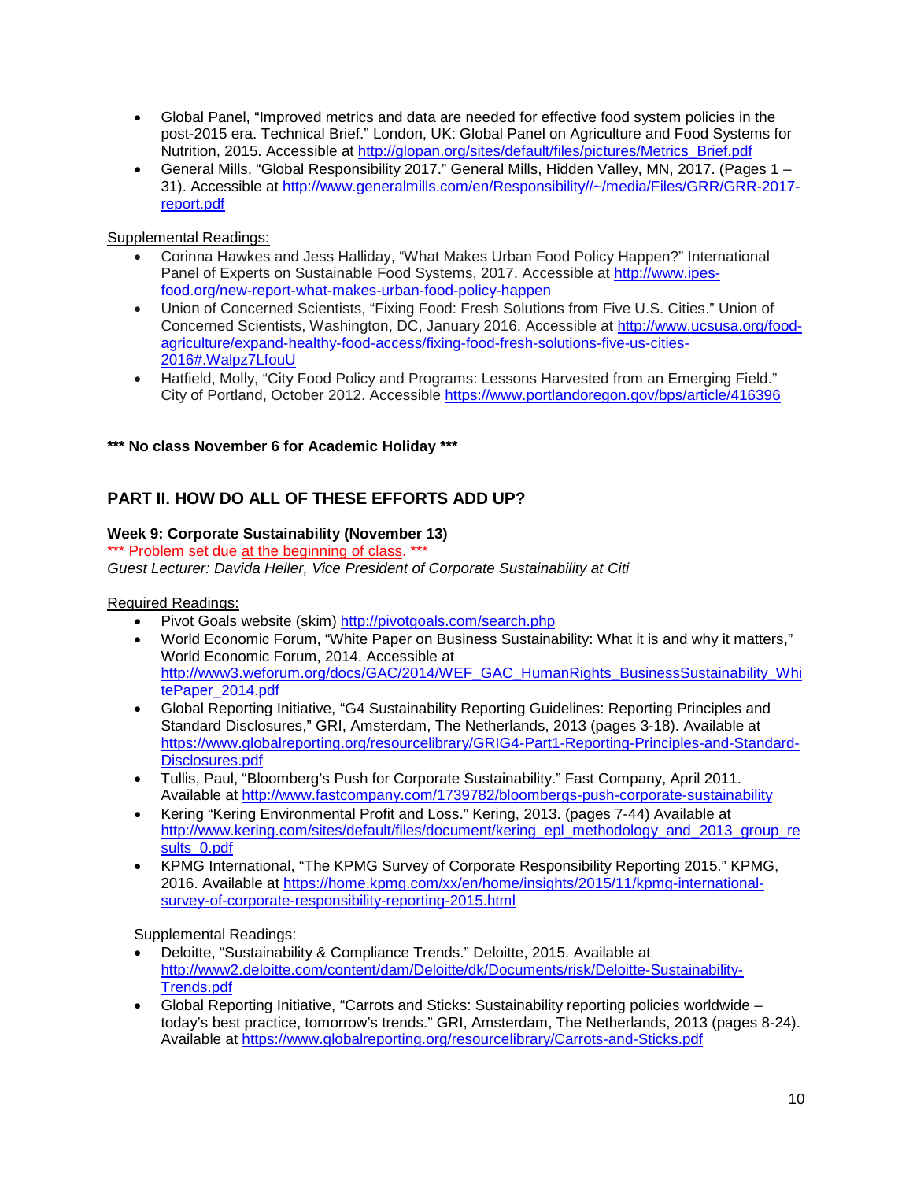- Global Panel, "Improved metrics and data are needed for effective food system policies in the post-2015 era. Technical Brief." London, UK: Global Panel on Agriculture and Food Systems for Nutrition, 2015. Accessible at http://glopan.org/sites/default/files/pictures/Metrics_Brief.pdf
- General Mills, "Global Responsibility 2017." General Mills, Hidden Valley, MN, 2017. (Pages 1 – 31). Accessible at http://www.generalmills.com/en/Responsibility//~/media/Files/GRR/GRR-2017-report.pdf

Supplemental Readings:

- Corinna Hawkes and Jess Halliday, "What Makes Urban Food Policy Happen?" International Panel of Experts on Sustainable Food Systems, 2017. Accessible at http://www.ipes-food.org/new-report-what-makes-urban-food-policy-happen
- Union of Concerned Scientists, "Fixing Food: Fresh Solutions from Five U.S. Cities." Union of Concerned Scientists, Washington, DC, January 2016. Accessible at http://www.ucsusa.org/food-agriculture/expand-healthy-food-access/fixing-food-fresh-solutions-five-us-cities-2016#.Walpz7LfouU
- Hatfield, Molly, "City Food Policy and Programs: Lessons Harvested from an Emerging Field." City of Portland, October 2012. Accessible https://www.portlandoregon.gov/bps/article/416396

**\*\*\* No class November 6 for Academic Holiday \*\*\***

## PART II. HOW DO ALL OF THESE EFFORTS ADD UP?

### Week 9: Corporate Sustainability (November 13)

\*\*\* Problem set due at the beginning of class. \*\*\*

*Guest Lecturer: Davida Heller, Vice President of Corporate Sustainability at Citi*

Required Readings:

- Pivot Goals website (skim) http://pivotgoals.com/search.php
- World Economic Forum, "White Paper on Business Sustainability: What it is and why it matters," World Economic Forum, 2014. Accessible at http://www3.weforum.org/docs/GAC/2014/WEF_GAC_HumanRights_BusinessSustainability_WhitePaper_2014.pdf
- Global Reporting Initiative, "G4 Sustainability Reporting Guidelines: Reporting Principles and Standard Disclosures," GRI, Amsterdam, The Netherlands, 2013 (pages 3-18). Available at https://www.globalreporting.org/resourcelibrary/GRIG4-Part1-Reporting-Principles-and-Standard-Disclosures.pdf
- Tullis, Paul, "Bloomberg's Push for Corporate Sustainability." Fast Company, April 2011. Available at http://www.fastcompany.com/1739782/bloombergs-push-corporate-sustainability
- Kering "Kering Environmental Profit and Loss." Kering, 2013. (pages 7-44) Available at http://www.kering.com/sites/default/files/document/kering_epl_methodology_and_2013_group_results_0.pdf
- KPMG International, "The KPMG Survey of Corporate Responsibility Reporting 2015." KPMG, 2016. Available at https://home.kpmg.com/xx/en/home/insights/2015/11/kpmg-international-survey-of-corporate-responsibility-reporting-2015.html

Supplemental Readings:

- Deloitte, "Sustainability & Compliance Trends." Deloitte, 2015. Available at http://www2.deloitte.com/content/dam/Deloitte/dk/Documents/risk/Deloitte-Sustainability-Trends.pdf
- Global Reporting Initiative, "Carrots and Sticks: Sustainability reporting policies worldwide – today's best practice, tomorrow's trends." GRI, Amsterdam, The Netherlands, 2013 (pages 8-24). Available at https://www.globalreporting.org/resourcelibrary/Carrots-and-Sticks.pdf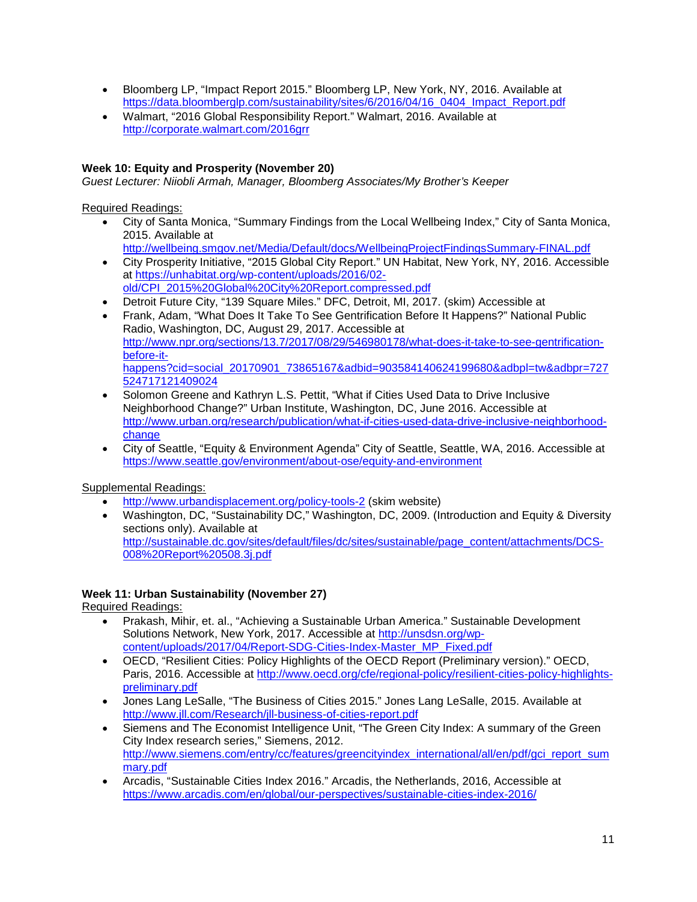- Bloomberg LP, "Impact Report 2015." Bloomberg LP, New York, NY, 2016. Available at https://data.bloomberglp.com/sustainability/sites/6/2016/04/16_0404_Impact_Report.pdf
- Walmart, "2016 Global Responsibility Report." Walmart, 2016. Available at http://corporate.walmart.com/2016grr

**Week 10: Equity and Prosperity (November 20)**
*Guest Lecturer: Niiobli Armah, Manager, Bloomberg Associates/My Brother's Keeper*

Required Readings:

- City of Santa Monica, "Summary Findings from the Local Wellbeing Index," City of Santa Monica, 2015. Available at http://wellbeing.smgov.net/Media/Default/docs/WellbeingProjectFindingsSummary-FINAL.pdf
- City Prosperity Initiative, "2015 Global City Report." UN Habitat, New York, NY, 2016. Accessible at https://unhabitat.org/wp-content/uploads/2016/02-old/CPI_2015%20Global%20City%20Report.compressed.pdf
- Detroit Future City, "139 Square Miles." DFC, Detroit, MI, 2017. (skim) Accessible at
- Frank, Adam, "What Does It Take To See Gentrification Before It Happens?" National Public Radio, Washington, DC, August 29, 2017. Accessible at http://www.npr.org/sections/13.7/2017/08/29/546980178/what-does-it-take-to-see-gentrification-before-it-happens?cid=social_20170901_73865167&adbid=903584140624199680&adbpl=tw&adbpr=727524717121409024
- Solomon Greene and Kathryn L.S. Pettit, "What if Cities Used Data to Drive Inclusive Neighborhood Change?" Urban Institute, Washington, DC, June 2016. Accessible at http://www.urban.org/research/publication/what-if-cities-used-data-drive-inclusive-neighborhood-change
- City of Seattle, "Equity & Environment Agenda" City of Seattle, Seattle, WA, 2016. Accessible at https://www.seattle.gov/environment/about-ose/equity-and-environment

Supplemental Readings:

- http://www.urbandisplacement.org/policy-tools-2 (skim website)
- Washington, DC, "Sustainability DC," Washington, DC, 2009. (Introduction and Equity & Diversity sections only). Available at http://sustainable.dc.gov/sites/default/files/dc/sites/sustainable/page_content/attachments/DCS-008%20Report%20508.3j.pdf

**Week 11: Urban Sustainability (November 27)**

Required Readings:

- Prakash, Mihir, et. al., "Achieving a Sustainable Urban America." Sustainable Development Solutions Network, New York, 2017. Accessible at http://unsdsn.org/wp-content/uploads/2017/04/Report-SDG-Cities-Index-Master_MP_Fixed.pdf
- OECD, "Resilient Cities: Policy Highlights of the OECD Report (Preliminary version)." OECD, Paris, 2016. Accessible at http://www.oecd.org/cfe/regional-policy/resilient-cities-policy-highlights-preliminary.pdf
- Jones Lang LeSalle, "The Business of Cities 2015." Jones Lang LeSalle, 2015. Available at http://www.jll.com/Research/jll-business-of-cities-report.pdf
- Siemens and The Economist Intelligence Unit, "The Green City Index: A summary of the Green City Index research series," Siemens, 2012. http://www.siemens.com/entry/cc/features/greencityindex_international/all/en/pdf/gci_report_summary.pdf
- Arcadis, "Sustainable Cities Index 2016." Arcadis, the Netherlands, 2016, Accessible at https://www.arcadis.com/en/global/our-perspectives/sustainable-cities-index-2016/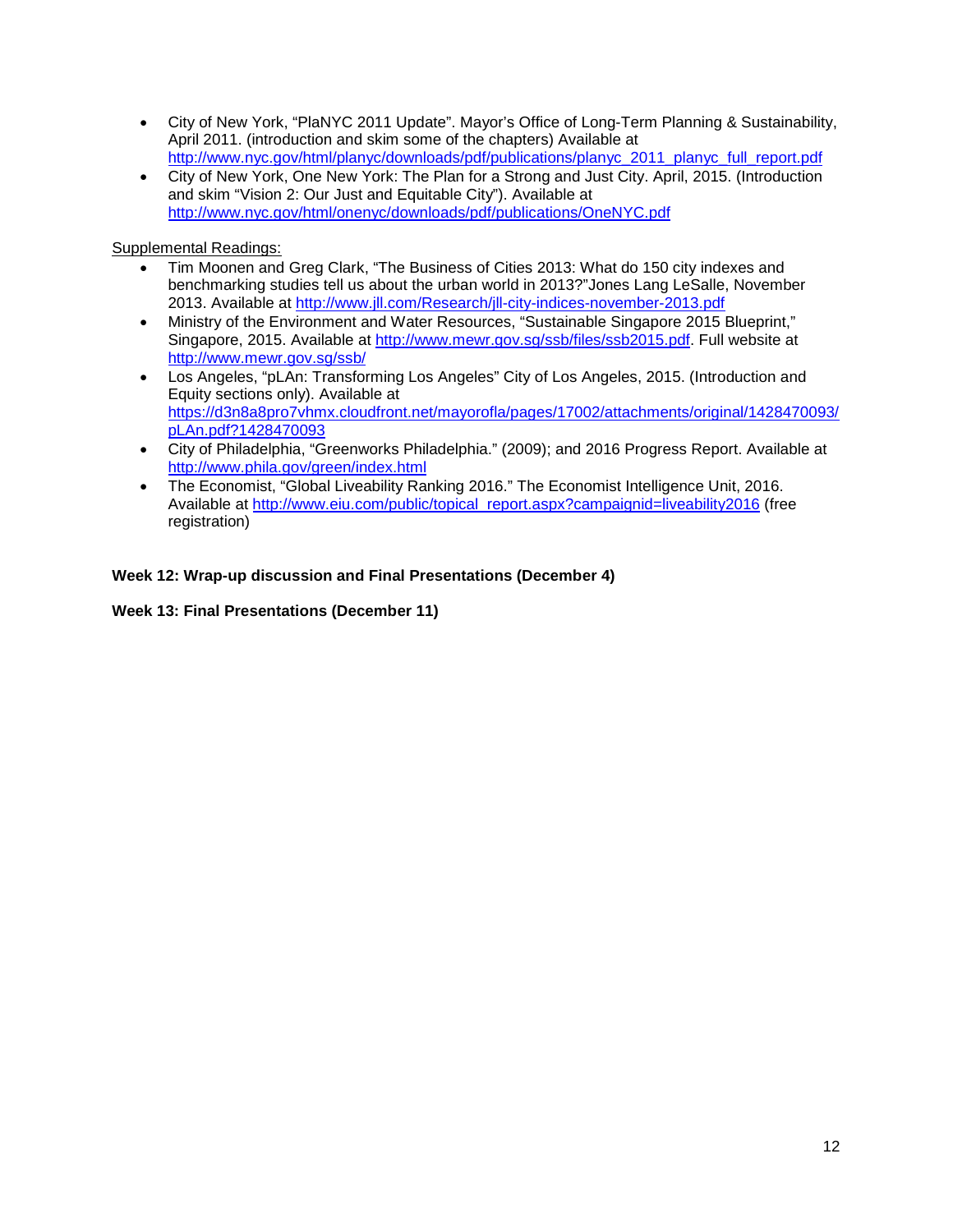- City of New York, "PlaNYC 2011 Update". Mayor's Office of Long-Term Planning & Sustainability, April 2011. (introduction and skim some of the chapters) Available at http://www.nyc.gov/html/planyc/downloads/pdf/publications/planyc_2011_planyc_full_report.pdf
- City of New York, One New York: The Plan for a Strong and Just City. April, 2015. (Introduction and skim "Vision 2: Our Just and Equitable City"). Available at http://www.nyc.gov/html/onenyc/downloads/pdf/publications/OneNYC.pdf

Supplemental Readings:

- Tim Moonen and Greg Clark, "The Business of Cities 2013: What do 150 city indexes and benchmarking studies tell us about the urban world in 2013?"Jones Lang LeSalle, November 2013. Available at http://www.jll.com/Research/jll-city-indices-november-2013.pdf
- Ministry of the Environment and Water Resources, "Sustainable Singapore 2015 Blueprint," Singapore, 2015. Available at http://www.mewr.gov.sg/ssb/files/ssb2015.pdf. Full website at http://www.mewr.gov.sg/ssb/
- Los Angeles, "pLAn: Transforming Los Angeles" City of Los Angeles, 2015. (Introduction and Equity sections only). Available at https://d3n8a8pro7vhmx.cloudfront.net/mayorofla/pages/17002/attachments/original/1428470093/pLAn.pdf?1428470093
- City of Philadelphia, "Greenworks Philadelphia." (2009); and 2016 Progress Report. Available at http://www.phila.gov/green/index.html
- The Economist, "Global Liveability Ranking 2016." The Economist Intelligence Unit, 2016. Available at http://www.eiu.com/public/topical_report.aspx?campaignid=liveability2016 (free registration)

**Week 12: Wrap-up discussion and Final Presentations (December 4)**

**Week 13: Final Presentations (December 11)**